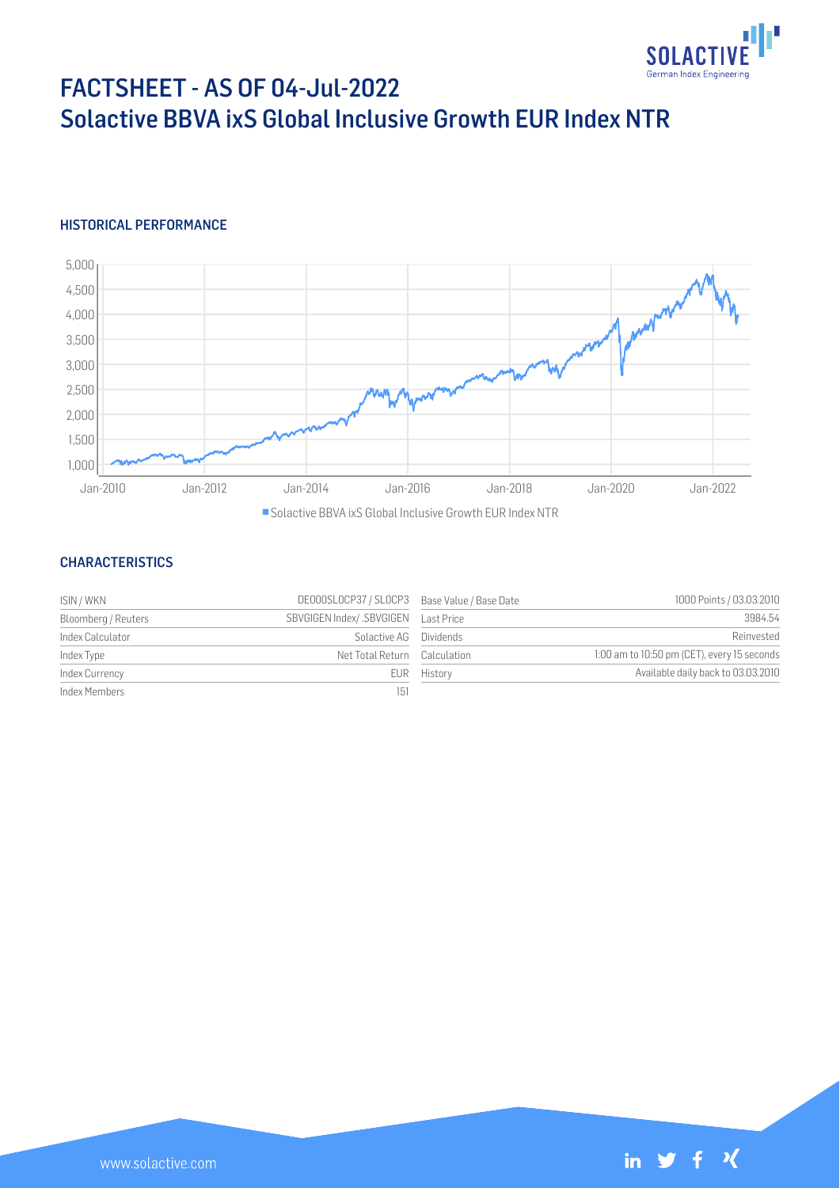# FACTSHEET - AS OF 04-Jul-2022
## Solactive BBVA ixS Global Inclusive Growth EUR Index NTR

### HISTORICAL PERFORMANCE

5,000
4,500
4,000
3,500
3,000
2,500
2,000
1,500
1,000

Jan-2010 Jan-2012 Jan-2014 Jan-2016 Jan-2018 Jan-2020 Jan-2022

Solactive BBVA ixS Global Inclusive Growth EUR Index NTR

### CHARACTERISTICS

| | | | |
|---|---|---|---|
| ISIN / WKN | DE000SL0CP37 / SL0CP3 | Base Value / Base Date | 1000 Points / 03.03.2010 |
| Bloomberg / Reuters | SBVGIGEN Index/ .SBVGIGEN | Last Price | 3984.54 |
| Index Calculator | Solactive AG | Dividends | Reinvested |
| Index Type | Net Total Return | Calculation | 1:00 am to 10:50 pm (CET), every 15 seconds |
| Index Currency | EUR | History | Available daily back to 03.03.2010 |
| Index Members | 151 | | |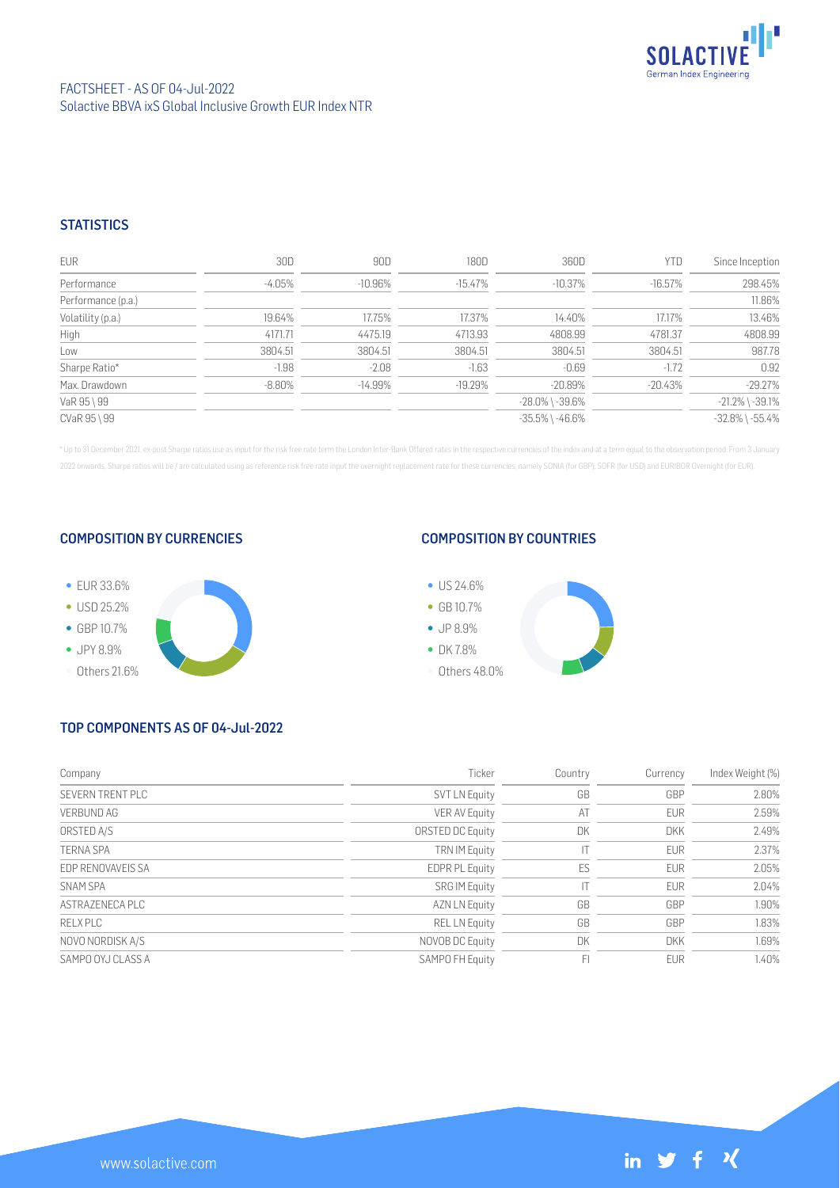FACTSHEET - AS OF 04-Jul-2022
Solactive BBVA ixS Global Inclusive Growth EUR Index NTR

## STATISTICS

| EUR | 30D | 90D | 180D | 360D | YTD | Since Inception |
|---|---|---|---|---|---|---|
| Performance | -4.05% | -10.96% | -15.47% | -10.37% | -16.57% | 298.45% |
| Performance (p.a.) | | | | | | 11.86% |
| Volatility (p.a.) | 19.64% | 17.75% | 17.37% | 14.40% | 17.17% | 13.46% |
| High | 4171.71 | 4475.19 | 4713.93 | 4808.99 | 4781.37 | 4808.99 |
| Low | 3804.51 | 3804.51 | 3804.51 | 3804.51 | 3804.51 | 987.78 |
| Sharpe Ratio* | -1.98 | -2.08 | -1.63 | -0.69 | -1.72 | 0.92 |
| Max. Drawdown | -8.80% | -14.99% | -19.29% | -20.89% | -20.43% | -29.27% |
| VaR 95 \ 99 | | | | -28.0% \ -39.6% | | -21.2% \ -39.1% |
| CVaR 95 \ 99 | | | | -35.5% \ -46.6% | | -32.8% \ -55.4% |

* Up to 31 December 2021, ex-post Sharpe ratios use as input for the risk free rate term the London Inter-Bank Offered rates in the respective currencies of the index and at a term equal to the observation period. From 3 January 2022 onwards, Sharpe ratios will be / are calculated using as reference risk free rate input the overnight replacement rate for these currencies, namely SONIA (for GBP), SOFR (for USD) and EURIBOR Overnight (for EUR).

## COMPOSITION BY CURRENCIES

- EUR 33.6%
- USD 25.2%
- GBP 10.7%
- JPY 8.9%
- Others 21.6%

## COMPOSITION BY COUNTRIES

- US 24.6%
- GB 10.7%
- JP 8.9%
- DK 7.8%
- Others 48.0%

## TOP COMPONENTS AS OF 04-Jul-2022

| Company | Ticker | Country | Currency | Index Weight (%) |
|---|---|---|---|---|
| SEVERN TRENT PLC | SVT LN Equity | GB | GBP | 2.80% |
| VERBUND AG | VER AV Equity | AT | EUR | 2.59% |
| ORSTED A/S | ORSTED DC Equity | DK | DKK | 2.49% |
| TERNA SPA | TRN IM Equity | IT | EUR | 2.37% |
| EDP RENOVAVEIS SA | EDPR PL Equity | ES | EUR | 2.05% |
| SNAM SPA | SRG IM Equity | IT | EUR | 2.04% |
| ASTRAZENECA PLC | AZN LN Equity | GB | GBP | 1.90% |
| RELX PLC | REL LN Equity | GB | GBP | 1.83% |
| NOVO NORDISK A/S | NOVOB DC Equity | DK | DKK | 1.69% |
| SAMPO OYJ CLASS A | SAMPO FH Equity | FI | EUR | 1.40% |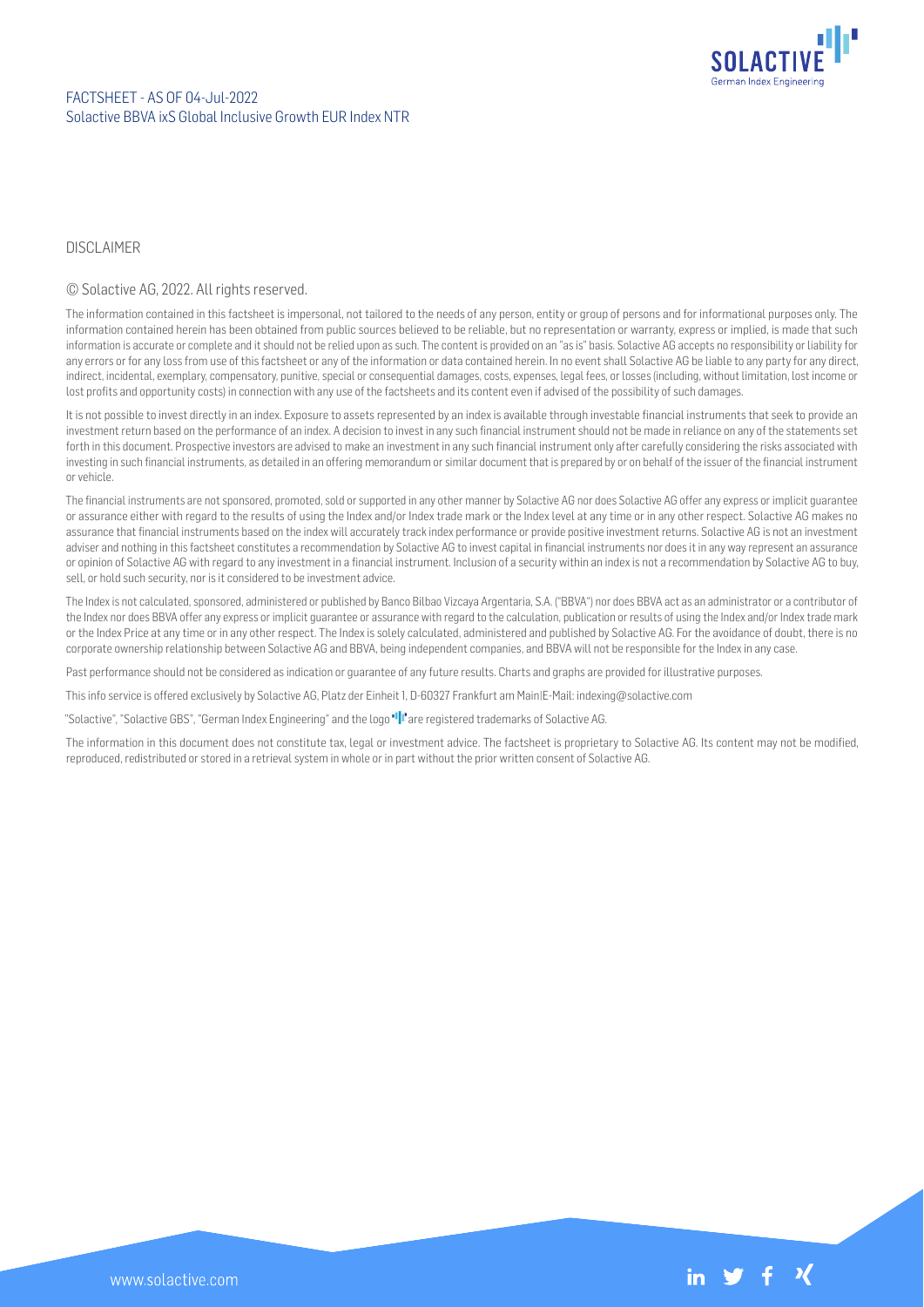## DISCLAIMER

© Solactive AG, 2022. All rights reserved.

The information contained in this factsheet is impersonal, not tailored to the needs of any person, entity or group of persons and for informational purposes only. The information contained herein has been obtained from public sources believed to be reliable, but no representation or warranty, express or implied, is made that such information is accurate or complete and it should not be relied upon as such. The content is provided on an "as is" basis. Solactive AG accepts no responsibility or liability for any errors or for any loss from use of this factsheet or any of the information or data contained herein. In no event shall Solactive AG be liable to any party for any direct, indirect, incidental, exemplary, compensatory, punitive, special or consequential damages, costs, expenses, legal fees, or losses (including, without limitation, lost income or lost profits and opportunity costs) in connection with any use of the factsheets and its content even if advised of the possibility of such damages.

It is not possible to invest directly in an index. Exposure to assets represented by an index is available through investable financial instruments that seek to provide an investment return based on the performance of an index. A decision to invest in any such financial instrument should not be made in reliance on any of the statements set forth in this document. Prospective investors are advised to make an investment in any such financial instrument only after carefully considering the risks associated with investing in such financial instruments, as detailed in an offering memorandum or similar document that is prepared by or on behalf of the issuer of the financial instrument or vehicle.

The financial instruments are not sponsored, promoted, sold or supported in any other manner by Solactive AG nor does Solactive AG offer any express or implicit guarantee or assurance either with regard to the results of using the Index and/or Index trade mark or the Index level at any time or in any other respect. Solactive AG makes no assurance that financial instruments based on the index will accurately track index performance or provide positive investment returns. Solactive AG is not an investment adviser and nothing in this factsheet constitutes a recommendation by Solactive AG to invest capital in financial instruments nor does it in any way represent an assurance or opinion of Solactive AG with regard to any investment in a financial instrument. Inclusion of a security within an index is not a recommendation by Solactive AG to buy, sell, or hold such security, nor is it considered to be investment advice.

The Index is not calculated, sponsored, administered or published by Banco Bilbao Vizcaya Argentaria, S.A. ("BBVA") nor does BBVA act as an administrator or a contributor of the Index nor does BBVA offer any express or implicit guarantee or assurance with regard to the calculation, publication or results of using the Index and/or Index trade mark or the Index Price at any time or in any other respect. The Index is solely calculated, administered and published by Solactive AG. For the avoidance of doubt, there is no corporate ownership relationship between Solactive AG and BBVA, being independent companies, and BBVA will not be responsible for the Index in any case.

Past performance should not be considered as indication or guarantee of any future results. Charts and graphs are provided for illustrative purposes.

This info service is offered exclusively by Solactive AG, Platz der Einheit 1, D-60327 Frankfurt am Main|E-Mail: indexing@solactive.com

"Solactive", "Solactive GBS", "German Index Engineering" and the logo are registered trademarks of Solactive AG.

The information in this document does not constitute tax, legal or investment advice. The factsheet is proprietary to Solactive AG. Its content may not be modified, reproduced, redistributed or stored in a retrieval system in whole or in part without the prior written consent of Solactive AG.